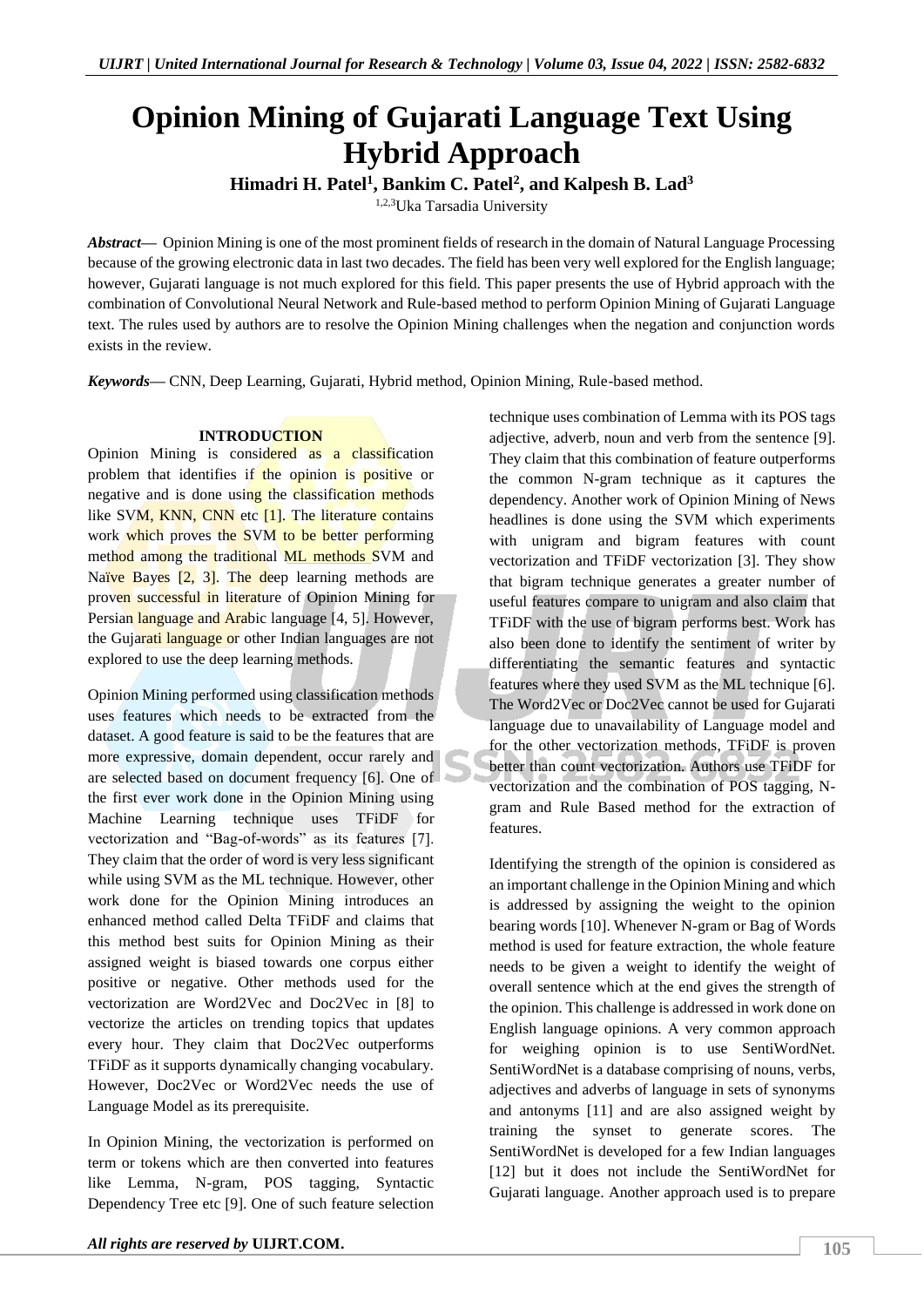# Opinion Mining of Gujarati Language Text Using Hybrid Approach

**Himadri H. Patel[1], Bankim C. Patel[2], and Kalpesh B. Lad[3]**

[1,2,3]Uka Tarsadia University

***Abstract*—** Opinion Mining is one of the most prominent fields of research in the domain of Natural Language Processing because of the growing electronic data in last two decades. The field has been very well explored for the English language; however, Gujarati language is not much explored for this field. This paper presents the use of Hybrid approach with the combination of Convolutional Neural Network and Rule-based method to perform Opinion Mining of Gujarati Language text. The rules used by authors are to resolve the Opinion Mining challenges when the negation and conjunction words exists in the review.

***Keywords*—** CNN, Deep Learning, Gujarati, Hybrid method, Opinion Mining, Rule-based method.

## INTRODUCTION

Opinion Mining is considered as a classification problem that identifies if the opinion is positive or negative and is done using the classification methods like SVM, KNN, CNN etc [1]. The literature contains work which proves the SVM to be better performing method among the traditional ML methods SVM and Naïve Bayes [2, 3]. The deep learning methods are proven successful in literature of Opinion Mining for Persian language and Arabic language [4, 5]. However, the Gujarati language or other Indian languages are not explored to use the deep learning methods.

Opinion Mining performed using classification methods uses features which needs to be extracted from the dataset. A good feature is said to be the features that are more expressive, domain dependent, occur rarely and are selected based on document frequency [6]. One of the first ever work done in the Opinion Mining using Machine Learning technique uses TFiDF for vectorization and "Bag-of-words" as its features [7]. They claim that the order of word is very less significant while using SVM as the ML technique. However, other work done for the Opinion Mining introduces an enhanced method called Delta TFiDF and claims that this method best suits for Opinion Mining as their assigned weight is biased towards one corpus either positive or negative. Other methods used for the vectorization are Word2Vec and Doc2Vec in [8] to vectorize the articles on trending topics that updates every hour. They claim that Doc2Vec outperforms TFiDF as it supports dynamically changing vocabulary. However, Doc2Vec or Word2Vec needs the use of Language Model as its prerequisite.

In Opinion Mining, the vectorization is performed on term or tokens which are then converted into features like Lemma, N-gram, POS tagging, Syntactic Dependency Tree etc [9]. One of such feature selection technique uses combination of Lemma with its POS tags adjective, adverb, noun and verb from the sentence [9]. They claim that this combination of feature outperforms the common N-gram technique as it captures the dependency. Another work of Opinion Mining of News headlines is done using the SVM which experiments with unigram and bigram features with count vectorization and TFiDF vectorization [3]. They show that bigram technique generates a greater number of useful features compare to unigram and also claim that TFiDF with the use of bigram performs best. Work has also been done to identify the sentiment of writer by differentiating the semantic features and syntactic features where they used SVM as the ML technique [6]. The Word2Vec or Doc2Vec cannot be used for Gujarati language due to unavailability of Language model and for the other vectorization methods, TFiDF is proven better than count vectorization. Authors use TFiDF for vectorization and the combination of POS tagging, N-gram and Rule Based method for the extraction of features.

Identifying the strength of the opinion is considered as an important challenge in the Opinion Mining and which is addressed by assigning the weight to the opinion bearing words [10]. Whenever N-gram or Bag of Words method is used for feature extraction, the whole feature needs to be given a weight to identify the weight of overall sentence which at the end gives the strength of the opinion. This challenge is addressed in work done on English language opinions. A very common approach for weighing opinion is to use SentiWordNet. SentiWordNet is a database comprising of nouns, verbs, adjectives and adverbs of language in sets of synonyms and antonyms [11] and are also assigned weight by training the synset to generate scores. The SentiWordNet is developed for a few Indian languages [12] but it does not include the SentiWordNet for Gujarati language. Another approach used is to prepare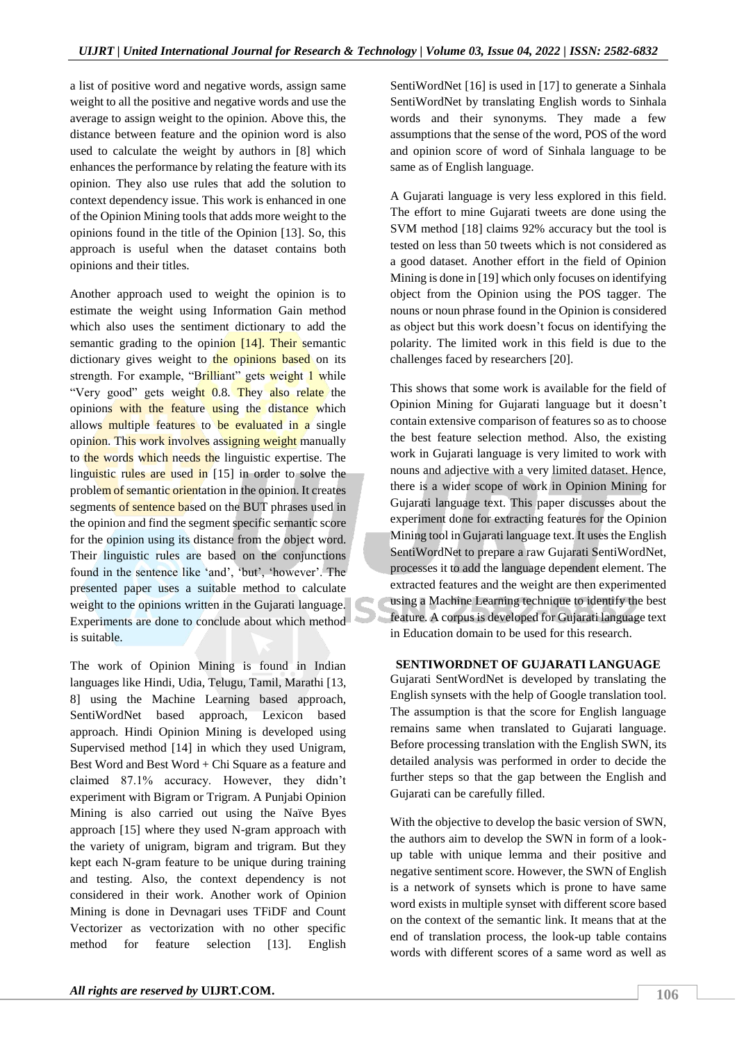a list of positive word and negative words, assign same weight to all the positive and negative words and use the average to assign weight to the opinion. Above this, the distance between feature and the opinion word is also used to calculate the weight by authors in [8] which enhances the performance by relating the feature with its opinion. They also use rules that add the solution to context dependency issue. This work is enhanced in one of the Opinion Mining tools that adds more weight to the opinions found in the title of the Opinion [13]. So, this approach is useful when the dataset contains both opinions and their titles.

Another approach used to weight the opinion is to estimate the weight using Information Gain method which also uses the sentiment dictionary to add the semantic grading to the opinion [14]. Their semantic dictionary gives weight to the opinions based on its strength. For example, "Brilliant" gets weight 1 while "Very good" gets weight 0.8. They also relate the opinions with the feature using the distance which allows multiple features to be evaluated in a single opinion. This work involves assigning weight manually to the words which needs the linguistic expertise. The linguistic rules are used in [15] in order to solve the problem of semantic orientation in the opinion. It creates segments of sentence based on the BUT phrases used in the opinion and find the segment specific semantic score for the opinion using its distance from the object word. Their linguistic rules are based on the conjunctions found in the sentence like 'and', 'but', 'however'. The presented paper uses a suitable method to calculate weight to the opinions written in the Gujarati language. Experiments are done to conclude about which method is suitable.

The work of Opinion Mining is found in Indian languages like Hindi, Udia, Telugu, Tamil, Marathi [13, 8] using the Machine Learning based approach, SentiWordNet based approach, Lexicon based approach. Hindi Opinion Mining is developed using Supervised method [14] in which they used Unigram, Best Word and Best Word + Chi Square as a feature and claimed 87.1% accuracy. However, they didn't experiment with Bigram or Trigram. A Punjabi Opinion Mining is also carried out using the Naïve Byes approach [15] where they used N-gram approach with the variety of unigram, bigram and trigram. But they kept each N-gram feature to be unique during training and testing. Also, the context dependency is not considered in their work. Another work of Opinion Mining is done in Devnagari uses TFiDF and Count Vectorizer as vectorization with no other specific method for feature selection [13]. English SentiWordNet [16] is used in [17] to generate a Sinhala SentiWordNet by translating English words to Sinhala words and their synonyms. They made a few assumptions that the sense of the word, POS of the word and opinion score of word of Sinhala language to be same as of English language.

A Gujarati language is very less explored in this field. The effort to mine Gujarati tweets are done using the SVM method [18] claims 92% accuracy but the tool is tested on less than 50 tweets which is not considered as a good dataset. Another effort in the field of Opinion Mining is done in [19] which only focuses on identifying object from the Opinion using the POS tagger. The nouns or noun phrase found in the Opinion is considered as object but this work doesn't focus on identifying the polarity. The limited work in this field is due to the challenges faced by researchers [20].

This shows that some work is available for the field of Opinion Mining for Gujarati language but it doesn't contain extensive comparison of features so as to choose the best feature selection method. Also, the existing work in Gujarati language is very limited to work with nouns and adjective with a very limited dataset. Hence, there is a wider scope of work in Opinion Mining for Gujarati language text. This paper discusses about the experiment done for extracting features for the Opinion Mining tool in Gujarati language text. It uses the English SentiWordNet to prepare a raw Gujarati SentiWordNet, processes it to add the language dependent element. The extracted features and the weight are then experimented using a Machine Learning technique to identify the best feature. A corpus is developed for Gujarati language text in Education domain to be used for this research.

## SENTIWORDNET OF GUJARATI LANGUAGE

Gujarati SentWordNet is developed by translating the English synsets with the help of Google translation tool. The assumption is that the score for English language remains same when translated to Gujarati language. Before processing translation with the English SWN, its detailed analysis was performed in order to decide the further steps so that the gap between the English and Gujarati can be carefully filled.

With the objective to develop the basic version of SWN, the authors aim to develop the SWN in form of a look-up table with unique lemma and their positive and negative sentiment score. However, the SWN of English is a network of synsets which is prone to have same word exists in multiple synset with different score based on the context of the semantic link. It means that at the end of translation process, the look-up table contains words with different scores of a same word as well as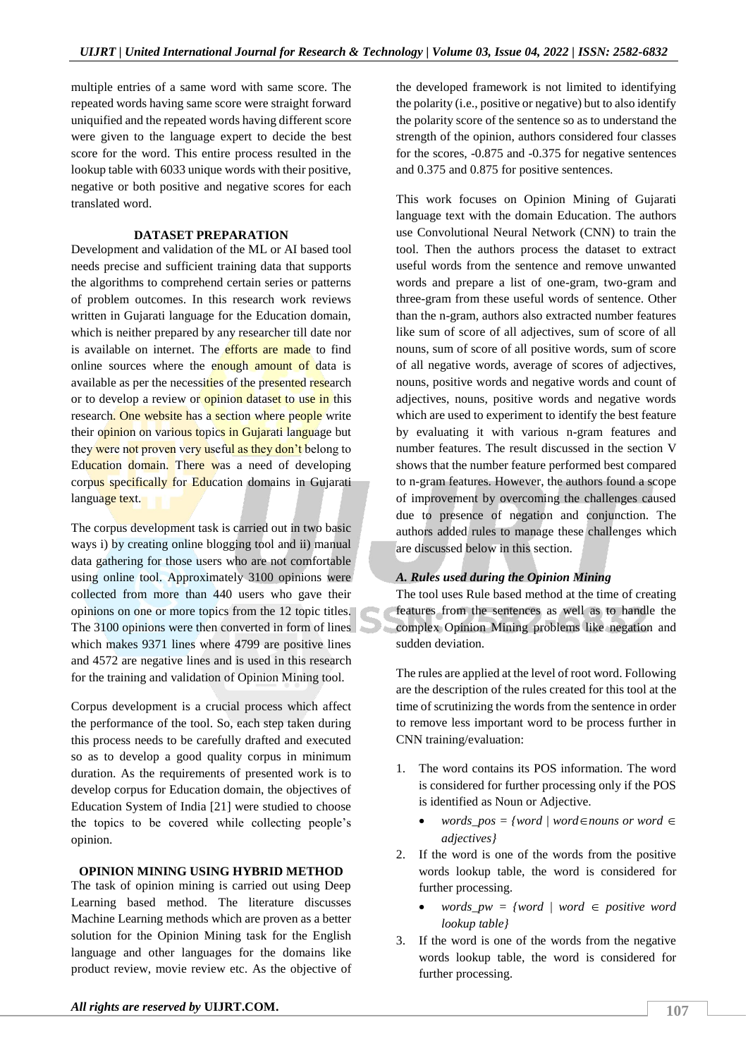multiple entries of a same word with same score. The repeated words having same score were straight forward uniquified and the repeated words having different score were given to the language expert to decide the best score for the word. This entire process resulted in the lookup table with 6033 unique words with their positive, negative or both positive and negative scores for each translated word.

## DATASET PREPARATION

Development and validation of the ML or AI based tool needs precise and sufficient training data that supports the algorithms to comprehend certain series or patterns of problem outcomes. In this research work reviews written in Gujarati language for the Education domain, which is neither prepared by any researcher till date nor is available on internet. The efforts are made to find online sources where the enough amount of data is available as per the necessities of the presented research or to develop a review or opinion dataset to use in this research. One website has a section where people write their opinion on various topics in Gujarati language but they were not proven very useful as they don't belong to Education domain. There was a need of developing corpus specifically for Education domains in Gujarati language text.

The corpus development task is carried out in two basic ways i) by creating online blogging tool and ii) manual data gathering for those users who are not comfortable using online tool. Approximately 3100 opinions were collected from more than 440 users who gave their opinions on one or more topics from the 12 topic titles. The 3100 opinions were then converted in form of lines which makes 9371 lines where 4799 are positive lines and 4572 are negative lines and is used in this research for the training and validation of Opinion Mining tool.

Corpus development is a crucial process which affect the performance of the tool. So, each step taken during this process needs to be carefully drafted and executed so as to develop a good quality corpus in minimum duration. As the requirements of presented work is to develop corpus for Education domain, the objectives of Education System of India [21] were studied to choose the topics to be covered while collecting people's opinion.

## OPINION MINING USING HYBRID METHOD

The task of opinion mining is carried out using Deep Learning based method. The literature discusses Machine Learning methods which are proven as a better solution for the Opinion Mining task for the English language and other languages for the domains like product review, movie review etc. As the objective of the developed framework is not limited to identifying the polarity (i.e., positive or negative) but to also identify the polarity score of the sentence so as to understand the strength of the opinion, authors considered four classes for the scores, -0.875 and -0.375 for negative sentences and 0.375 and 0.875 for positive sentences.

This work focuses on Opinion Mining of Gujarati language text with the domain Education. The authors use Convolutional Neural Network (CNN) to train the tool. Then the authors process the dataset to extract useful words from the sentence and remove unwanted words and prepare a list of one-gram, two-gram and three-gram from these useful words of sentence. Other than the n-gram, authors also extracted number features like sum of score of all adjectives, sum of score of all nouns, sum of score of all positive words, sum of score of all negative words, average of scores of adjectives, nouns, positive words and negative words and count of adjectives, nouns, positive words and negative words which are used to experiment to identify the best feature by evaluating it with various n-gram features and number features. The result discussed in the section V shows that the number feature performed best compared to n-gram features. However, the authors found a scope of improvement by overcoming the challenges caused due to presence of negation and conjunction. The authors added rules to manage these challenges which are discussed below in this section.

### *A. Rules used during the Opinion Mining*

The tool uses Rule based method at the time of creating features from the sentences as well as to handle the complex Opinion Mining problems like negation and sudden deviation.

The rules are applied at the level of root word. Following are the description of the rules created for this tool at the time of scrutinizing the words from the sentence in order to remove less important word to be process further in CNN training/evaluation:

1. The word contains its POS information. The word is considered for further processing only if the POS is identified as Noun or Adjective.
   - $words\_pos = \{word \mid word \in nouns \text{ or } word \in adjectives\}$
2. If the word is one of the words from the positive words lookup table, the word is considered for further processing.
   - $words\_pw = \{word \mid word \in \text{positive word lookup table}\}$
3. If the word is one of the words from the negative words lookup table, the word is considered for further processing.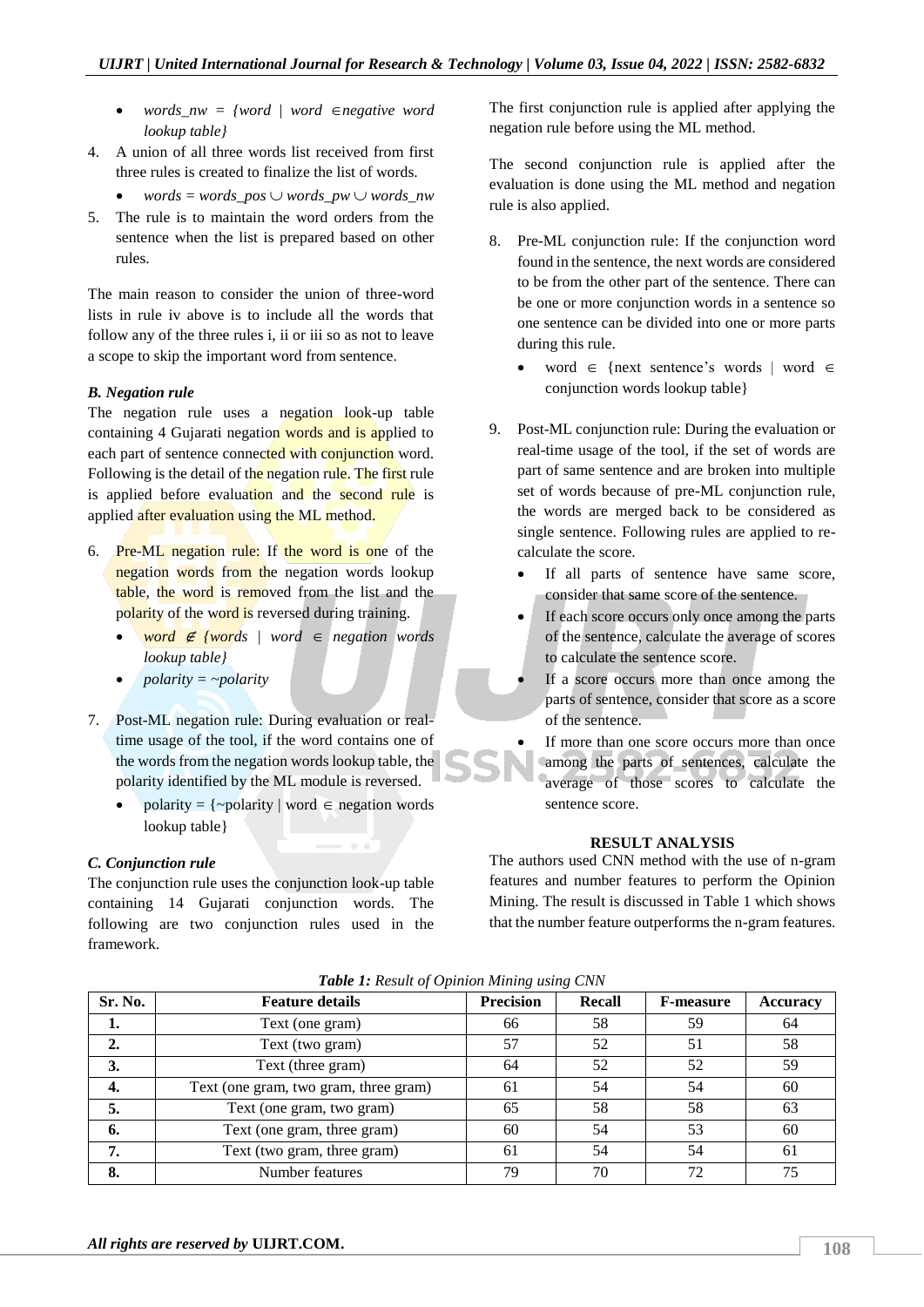- *words_nw = {word | word ∈negative word lookup table}*

4. A union of all three words list received from first three rules is created to finalize the list of words.
   - *words = words_pos ∪ words_pw ∪ words_nw*
5. The rule is to maintain the word orders from the sentence when the list is prepared based on other rules.

The main reason to consider the union of three-word lists in rule iv above is to include all the words that follow any of the three rules i, ii or iii so as not to leave a scope to skip the important word from sentence.

### *B. Negation rule*

The negation rule uses a negation look-up table containing 4 Gujarati negation words and is applied to each part of sentence connected with conjunction word. Following is the detail of the negation rule. The first rule is applied before evaluation and the second rule is applied after evaluation using the ML method.

6. Pre-ML negation rule: If the word is one of the negation words from the negation words lookup table, the word is removed from the list and the polarity of the word is reversed during training.
   - *word ∉ {words | word ∈ negation words lookup table}*
   - *polarity = ~polarity*
7. Post-ML negation rule: During evaluation or real-time usage of the tool, if the word contains one of the words from the negation words lookup table, the polarity identified by the ML module is reversed.
   - polarity = {~polarity | word ∈ negation words lookup table}

### *C. Conjunction rule*

The conjunction rule uses the conjunction look-up table containing 14 Gujarati conjunction words. The following are two conjunction rules used in the framework.

The first conjunction rule is applied after applying the negation rule before using the ML method.

The second conjunction rule is applied after the evaluation is done using the ML method and negation rule is also applied.

8. Pre-ML conjunction rule: If the conjunction word found in the sentence, the next words are considered to be from the other part of the sentence. There can be one or more conjunction words in a sentence so one sentence can be divided into one or more parts during this rule.
   - word ∈ {next sentence's words | word ∈ conjunction words lookup table}
9. Post-ML conjunction rule: During the evaluation or real-time usage of the tool, if the set of words are part of same sentence and are broken into multiple set of words because of pre-ML conjunction rule, the words are merged back to be considered as single sentence. Following rules are applied to re-calculate the score.
   - If all parts of sentence have same score, consider that same score of the sentence.
   - If each score occurs only once among the parts of the sentence, calculate the average of scores to calculate the sentence score.
   - If a score occurs more than once among the parts of sentence, consider that score as a score of the sentence.
   - If more than one score occurs more than once among the parts of sentences, calculate the average of those scores to calculate the sentence score.

## RESULT ANALYSIS

The authors used CNN method with the use of n-gram features and number features to perform the Opinion Mining. The result is discussed in Table 1 which shows that the number feature outperforms the n-gram features.

***Table 1:** Result of Opinion Mining using CNN*

| Sr. No. | Feature details | Precision | Recall | F-measure | Accuracy |
|---|---|---|---|---|---|
| **1.** | Text (one gram) | 66 | 58 | 59 | 64 |
| **2.** | Text (two gram) | 57 | 52 | 51 | 58 |
| **3.** | Text (three gram) | 64 | 52 | 52 | 59 |
| **4.** | Text (one gram, two gram, three gram) | 61 | 54 | 54 | 60 |
| **5.** | Text (one gram, two gram) | 65 | 58 | 58 | 63 |
| **6.** | Text (one gram, three gram) | 60 | 54 | 53 | 60 |
| **7.** | Text (two gram, three gram) | 61 | 54 | 54 | 61 |
| **8.** | Number features | 79 | 70 | 72 | 75 |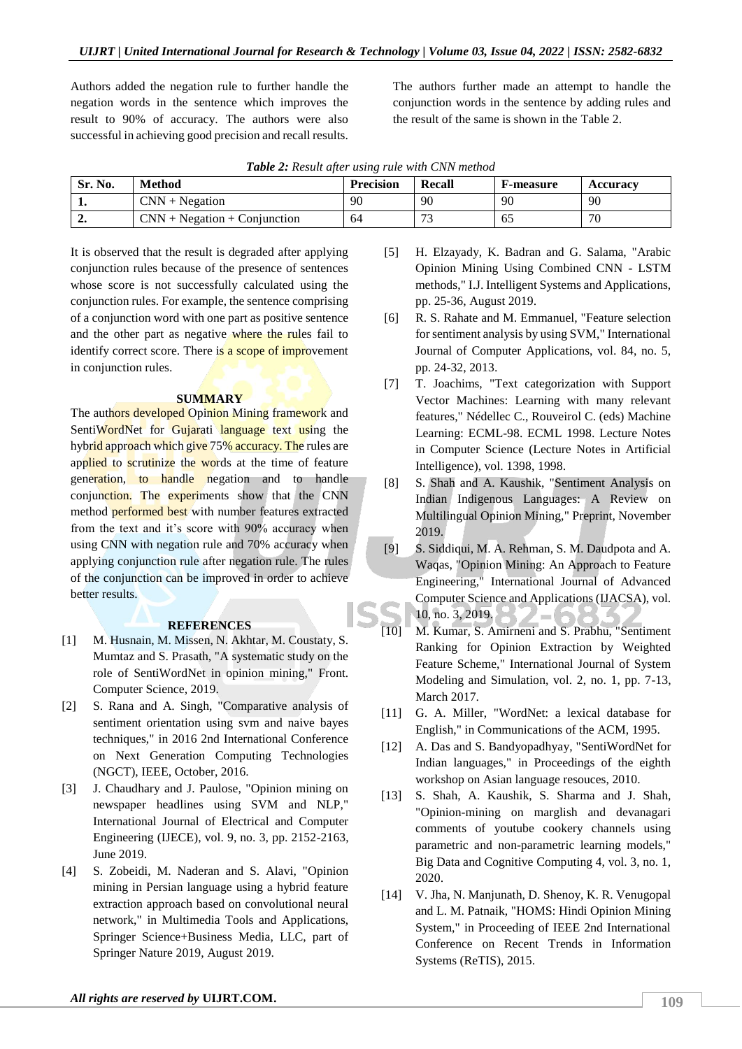Authors added the negation rule to further handle the negation words in the sentence which improves the result to 90% of accuracy. The authors were also successful in achieving good precision and recall results.

The authors further made an attempt to handle the conjunction words in the sentence by adding rules and the result of the same is shown in the Table 2.

***Table 2:*** *Result after using rule with CNN method*

| Sr. No. | Method | Precision | Recall | F-measure | Accuracy |
|---|---|---|---|---|---|
| **1.** | CNN + Negation | 90 | 90 | 90 | 90 |
| **2.** | CNN + Negation + Conjunction | 64 | 73 | 65 | 70 |

It is observed that the result is degraded after applying conjunction rules because of the presence of sentences whose score is not successfully calculated using the conjunction rules. For example, the sentence comprising of a conjunction word with one part as positive sentence and the other part as negative where the rules fail to identify correct score. There is a scope of improvement in conjunction rules.

## SUMMARY

The authors developed Opinion Mining framework and SentiWordNet for Gujarati language text using the hybrid approach which give 75% accuracy. The rules are applied to scrutinize the words at the time of feature generation, to handle negation and to handle conjunction. The experiments show that the CNN method performed best with number features extracted from the text and it's score with 90% accuracy when using CNN with negation rule and 70% accuracy when applying conjunction rule after negation rule. The rules of the conjunction can be improved in order to achieve better results.

## REFERENCES

[1] M. Husnain, M. Missen, N. Akhtar, M. Coustaty, S. Mumtaz and S. Prasath, "A systematic study on the role of SentiWordNet in opinion mining," Front. Computer Science, 2019.

[2] S. Rana and A. Singh, "Comparative analysis of sentiment orientation using svm and naive bayes techniques," in 2016 2nd International Conference on Next Generation Computing Technologies (NGCT), IEEE, October, 2016.

[3] J. Chaudhary and J. Paulose, "Opinion mining on newspaper headlines using SVM and NLP," International Journal of Electrical and Computer Engineering (IJECE), vol. 9, no. 3, pp. 2152-2163, June 2019.

[4] S. Zobeidi, M. Naderan and S. Alavi, "Opinion mining in Persian language using a hybrid feature extraction approach based on convolutional neural network," in Multimedia Tools and Applications, Springer Science+Business Media, LLC, part of Springer Nature 2019, August 2019.

[5] H. Elzayady, K. Badran and G. Salama, "Arabic Opinion Mining Using Combined CNN - LSTM methods," I.J. Intelligent Systems and Applications, pp. 25-36, August 2019.

[6] R. S. Rahate and M. Emmanuel, "Feature selection for sentiment analysis by using SVM," International Journal of Computer Applications, vol. 84, no. 5, pp. 24-32, 2013.

[7] T. Joachims, "Text categorization with Support Vector Machines: Learning with many relevant features," Nédellec C., Rouveirol C. (eds) Machine Learning: ECML-98. ECML 1998. Lecture Notes in Computer Science (Lecture Notes in Artificial Intelligence), vol. 1398, 1998.

[8] S. Shah and A. Kaushik, "Sentiment Analysis on Indian Indigenous Languages: A Review on Multilingual Opinion Mining," Preprint, November 2019.

[9] S. Siddiqui, M. A. Rehman, S. M. Daudpota and A. Waqas, "Opinion Mining: An Approach to Feature Engineering," International Journal of Advanced Computer Science and Applications (IJACSA), vol. 10, no. 3, 2019.

[10] M. Kumar, S. Amirneni and S. Prabhu, "Sentiment Ranking for Opinion Extraction by Weighted Feature Scheme," International Journal of System Modeling and Simulation, vol. 2, no. 1, pp. 7-13, March 2017.

[11] G. A. Miller, "WordNet: a lexical database for English," in Communications of the ACM, 1995.

[12] A. Das and S. Bandyopadhyay, "SentiWordNet for Indian languages," in Proceedings of the eighth workshop on Asian language resouces, 2010.

[13] S. Shah, A. Kaushik, S. Sharma and J. Shah, "Opinion-mining on marglish and devanagari comments of youtube cookery channels using parametric and non-parametric learning models," Big Data and Cognitive Computing 4, vol. 3, no. 1, 2020.

[14] V. Jha, N. Manjunath, D. Shenoy, K. R. Venugopal and L. M. Patnaik, "HOMS: Hindi Opinion Mining System," in Proceeding of IEEE 2nd International Conference on Recent Trends in Information Systems (ReTIS), 2015.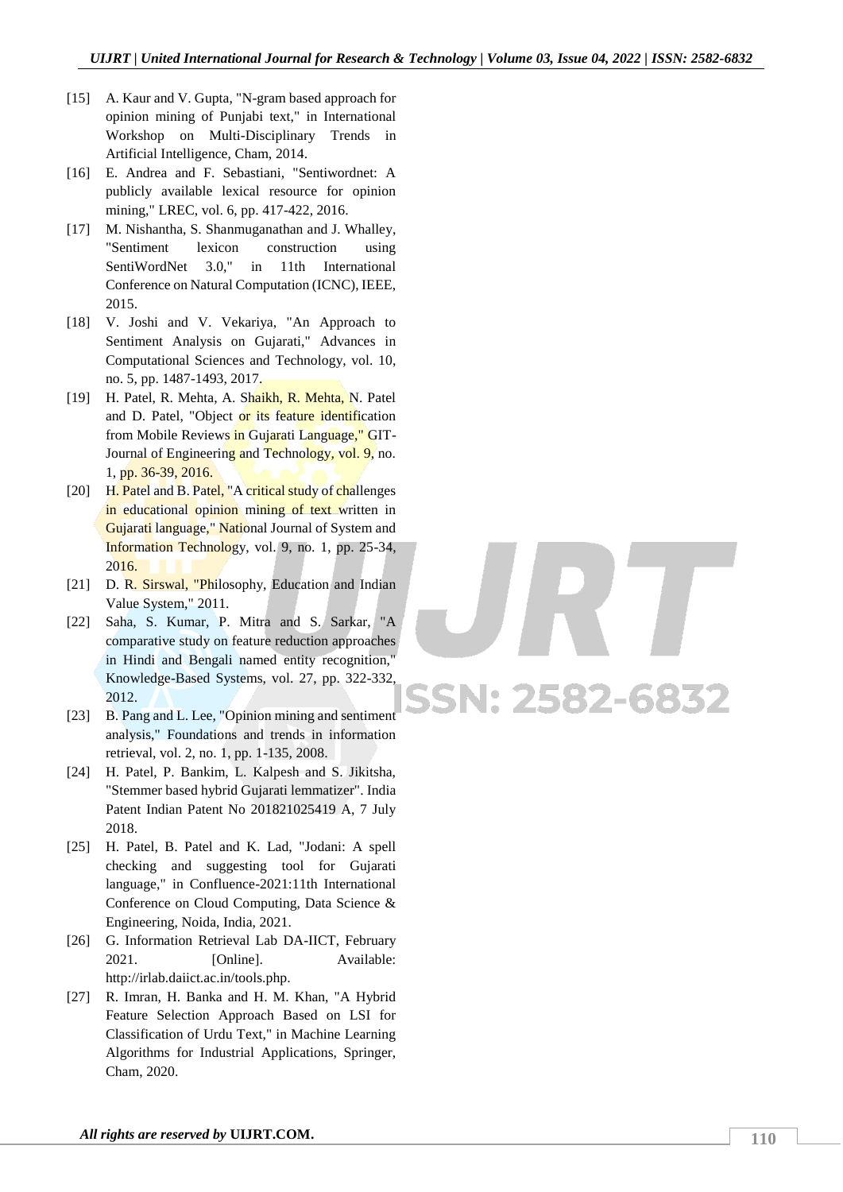[15] A. Kaur and V. Gupta, "N-gram based approach for opinion mining of Punjabi text," in International Workshop on Multi-Disciplinary Trends in Artificial Intelligence, Cham, 2014.

[16] E. Andrea and F. Sebastiani, "Sentiwordnet: A publicly available lexical resource for opinion mining," LREC, vol. 6, pp. 417-422, 2016.

[17] M. Nishantha, S. Shanmuganathan and J. Whalley, "Sentiment lexicon construction using SentiWordNet 3.0," in 11th International Conference on Natural Computation (ICNC), IEEE, 2015.

[18] V. Joshi and V. Vekariya, "An Approach to Sentiment Analysis on Gujarati," Advances in Computational Sciences and Technology, vol. 10, no. 5, pp. 1487-1493, 2017.

[19] H. Patel, R. Mehta, A. Shaikh, R. Mehta, N. Patel and D. Patel, "Object or its feature identification from Mobile Reviews in Gujarati Language," GIT-Journal of Engineering and Technology, vol. 9, no. 1, pp. 36-39, 2016.

[20] H. Patel and B. Patel, "A critical study of challenges in educational opinion mining of text written in Gujarati language," National Journal of System and Information Technology, vol. 9, no. 1, pp. 25-34, 2016.

[21] D. R. Sirswal, "Philosophy, Education and Indian Value System," 2011.

[22] Saha, S. Kumar, P. Mitra and S. Sarkar, "A comparative study on feature reduction approaches in Hindi and Bengali named entity recognition," Knowledge-Based Systems, vol. 27, pp. 322-332, 2012.

[23] B. Pang and L. Lee, "Opinion mining and sentiment analysis," Foundations and trends in information retrieval, vol. 2, no. 1, pp. 1-135, 2008.

[24] H. Patel, P. Bankim, L. Kalpesh and S. Jikitsha, "Stemmer based hybrid Gujarati lemmatizer". India Patent Indian Patent No 201821025419 A, 7 July 2018.

[25] H. Patel, B. Patel and K. Lad, "Jodani: A spell checking and suggesting tool for Gujarati language," in Confluence-2021:11th International Conference on Cloud Computing, Data Science & Engineering, Noida, India, 2021.

[26] G. Information Retrieval Lab DA-IICT, February 2021. [Online]. Available: http://irlab.daiict.ac.in/tools.php.

[27] R. Imran, H. Banka and H. M. Khan, "A Hybrid Feature Selection Approach Based on LSI for Classification of Urdu Text," in Machine Learning Algorithms for Industrial Applications, Springer, Cham, 2020.